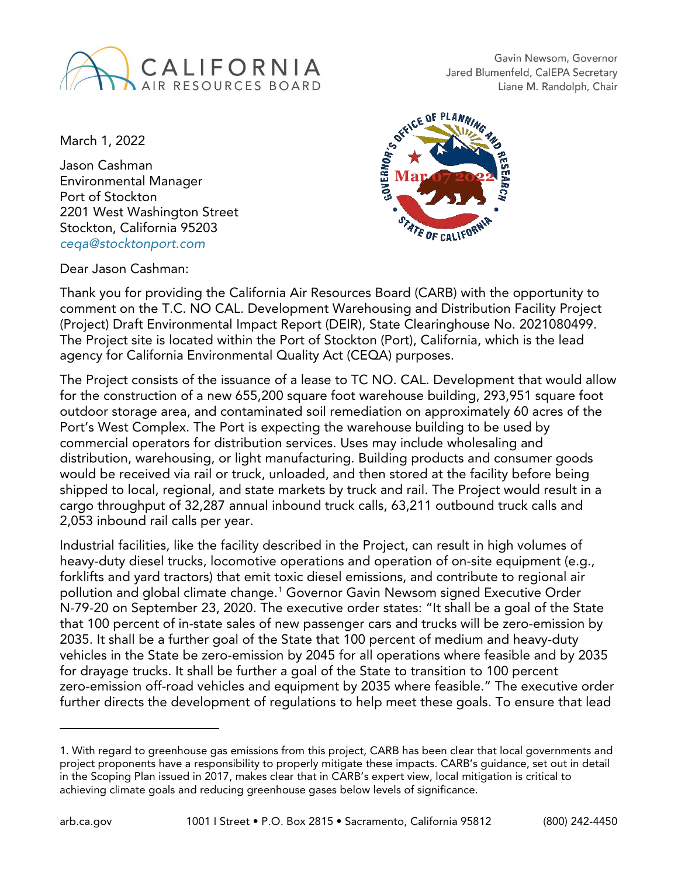CALIFORNIA AIR RESOURCES BOARD

Gavin Newsom, Governor
Jared Blumenfeld, CalEPA Secretary
Liane M. Randolph, Chair

March 1, 2022

Jason Cashman
Environmental Manager
Port of Stockton
2201 West Washington Street
Stockton, California 95203
*ceqa@stocktonport.com*

Governor's Office of Planning and Research
Mar 07 2022
State of California

Dear Jason Cashman:

Thank you for providing the California Air Resources Board (CARB) with the opportunity to comment on the T.C. NO CAL. Development Warehousing and Distribution Facility Project (Project) Draft Environmental Impact Report (DEIR), State Clearinghouse No. 2021080499. The Project site is located within the Port of Stockton (Port), California, which is the lead agency for California Environmental Quality Act (CEQA) purposes.

The Project consists of the issuance of a lease to TC NO. CAL. Development that would allow for the construction of a new 655,200 square foot warehouse building, 293,951 square foot outdoor storage area, and contaminated soil remediation on approximately 60 acres of the Port's West Complex. The Port is expecting the warehouse building to be used by commercial operators for distribution services. Uses may include wholesaling and distribution, warehousing, or light manufacturing. Building products and consumer goods would be received via rail or truck, unloaded, and then stored at the facility before being shipped to local, regional, and state markets by truck and rail. The Project would result in a cargo throughput of 32,287 annual inbound truck calls, 63,211 outbound truck calls and 2,053 inbound rail calls per year.

Industrial facilities, like the facility described in the Project, can result in high volumes of heavy-duty diesel trucks, locomotive operations and operation of on-site equipment (e.g., forklifts and yard tractors) that emit toxic diesel emissions, and contribute to regional air pollution and global climate change.[1] Governor Gavin Newsom signed Executive Order N-79-20 on September 23, 2020. The executive order states: "It shall be a goal of the State that 100 percent of in-state sales of new passenger cars and trucks will be zero-emission by 2035. It shall be a further goal of the State that 100 percent of medium and heavy-duty vehicles in the State be zero-emission by 2045 for all operations where feasible and by 2035 for drayage trucks. It shall be further a goal of the State to transition to 100 percent zero-emission off-road vehicles and equipment by 2035 where feasible." The executive order further directs the development of regulations to help meet these goals. To ensure that lead

---

1. With regard to greenhouse gas emissions from this project, CARB has been clear that local governments and project proponents have a responsibility to properly mitigate these impacts. CARB's guidance, set out in detail in the Scoping Plan issued in 2017, makes clear that in CARB's expert view, local mitigation is critical to achieving climate goals and reducing greenhouse gases below levels of significance.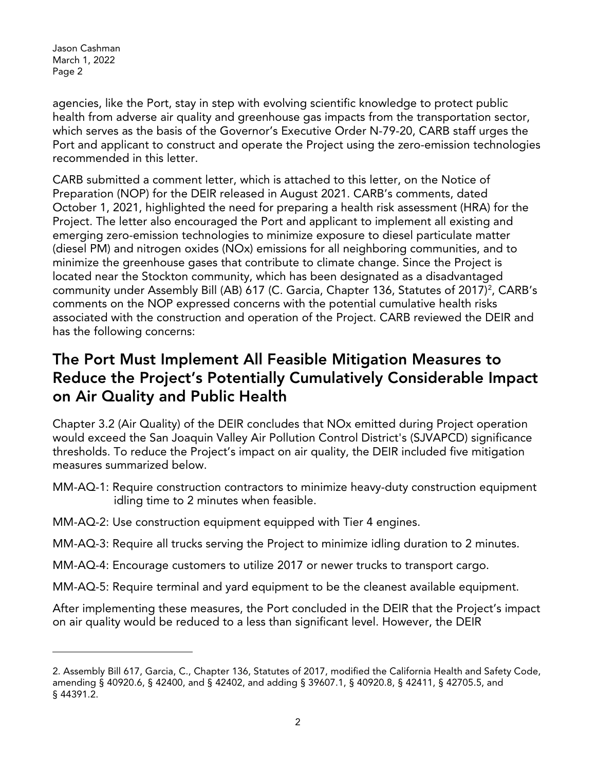agencies, like the Port, stay in step with evolving scientific knowledge to protect public health from adverse air quality and greenhouse gas impacts from the transportation sector, which serves as the basis of the Governor's Executive Order N-79-20, CARB staff urges the Port and applicant to construct and operate the Project using the zero-emission technologies recommended in this letter.

CARB submitted a comment letter, which is attached to this letter, on the Notice of Preparation (NOP) for the DEIR released in August 2021. CARB's comments, dated October 1, 2021, highlighted the need for preparing a health risk assessment (HRA) for the Project. The letter also encouraged the Port and applicant to implement all existing and emerging zero-emission technologies to minimize exposure to diesel particulate matter (diesel PM) and nitrogen oxides (NOx) emissions for all neighboring communities, and to minimize the greenhouse gases that contribute to climate change. Since the Project is located near the Stockton community, which has been designated as a disadvantaged community under Assembly Bill (AB) 617 (C. Garcia, Chapter 136, Statutes of 2017)[2], CARB's comments on the NOP expressed concerns with the potential cumulative health risks associated with the construction and operation of the Project. CARB reviewed the DEIR and has the following concerns:

## The Port Must Implement All Feasible Mitigation Measures to Reduce the Project's Potentially Cumulatively Considerable Impact on Air Quality and Public Health

Chapter 3.2 (Air Quality) of the DEIR concludes that NOx emitted during Project operation would exceed the San Joaquin Valley Air Pollution Control District's (SJVAPCD) significance thresholds. To reduce the Project's impact on air quality, the DEIR included five mitigation measures summarized below.

MM-AQ-1: Require construction contractors to minimize heavy-duty construction equipment idling time to 2 minutes when feasible.

MM-AQ-2: Use construction equipment equipped with Tier 4 engines.

MM-AQ-3: Require all trucks serving the Project to minimize idling duration to 2 minutes.

MM-AQ-4: Encourage customers to utilize 2017 or newer trucks to transport cargo.

MM-AQ-5: Require terminal and yard equipment to be the cleanest available equipment.

After implementing these measures, the Port concluded in the DEIR that the Project's impact on air quality would be reduced to a less than significant level. However, the DEIR

2. Assembly Bill 617, Garcia, C., Chapter 136, Statutes of 2017, modified the California Health and Safety Code, amending § 40920.6, § 42400, and § 42402, and adding § 39607.1, § 40920.8, § 42411, § 42705.5, and § 44391.2.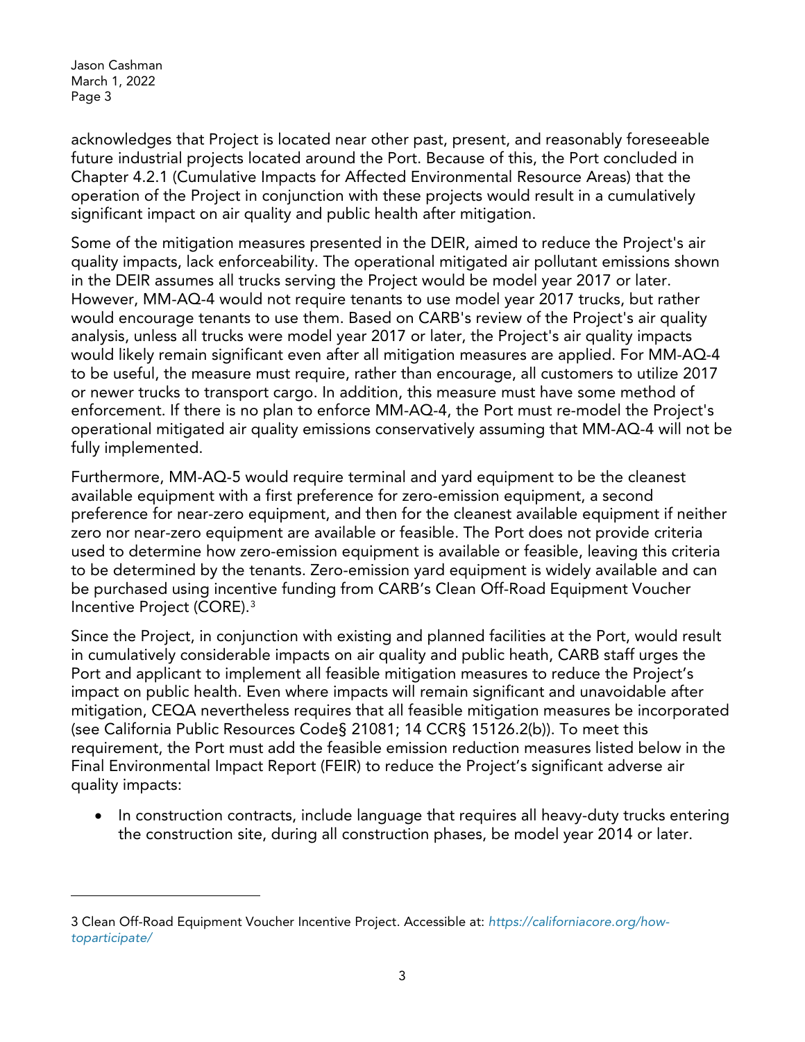acknowledges that Project is located near other past, present, and reasonably foreseeable future industrial projects located around the Port. Because of this, the Port concluded in Chapter 4.2.1 (Cumulative Impacts for Affected Environmental Resource Areas) that the operation of the Project in conjunction with these projects would result in a cumulatively significant impact on air quality and public health after mitigation.

Some of the mitigation measures presented in the DEIR, aimed to reduce the Project's air quality impacts, lack enforceability. The operational mitigated air pollutant emissions shown in the DEIR assumes all trucks serving the Project would be model year 2017 or later. However, MM-AQ-4 would not require tenants to use model year 2017 trucks, but rather would encourage tenants to use them. Based on CARB's review of the Project's air quality analysis, unless all trucks were model year 2017 or later, the Project's air quality impacts would likely remain significant even after all mitigation measures are applied. For MM-AQ-4 to be useful, the measure must require, rather than encourage, all customers to utilize 2017 or newer trucks to transport cargo. In addition, this measure must have some method of enforcement. If there is no plan to enforce MM-AQ-4, the Port must re-model the Project's operational mitigated air quality emissions conservatively assuming that MM-AQ-4 will not be fully implemented.

Furthermore, MM-AQ-5 would require terminal and yard equipment to be the cleanest available equipment with a first preference for zero-emission equipment, a second preference for near-zero equipment, and then for the cleanest available equipment if neither zero nor near-zero equipment are available or feasible. The Port does not provide criteria used to determine how zero-emission equipment is available or feasible, leaving this criteria to be determined by the tenants. Zero-emission yard equipment is widely available and can be purchased using incentive funding from CARB's Clean Off-Road Equipment Voucher Incentive Project (CORE).[3]

Since the Project, in conjunction with existing and planned facilities at the Port, would result in cumulatively considerable impacts on air quality and public heath, CARB staff urges the Port and applicant to implement all feasible mitigation measures to reduce the Project's impact on public health. Even where impacts will remain significant and unavoidable after mitigation, CEQA nevertheless requires that all feasible mitigation measures be incorporated (see California Public Resources Code§ 21081; 14 CCR§ 15126.2(b)). To meet this requirement, the Port must add the feasible emission reduction measures listed below in the Final Environmental Impact Report (FEIR) to reduce the Project's significant adverse air quality impacts:

- In construction contracts, include language that requires all heavy-duty trucks entering the construction site, during all construction phases, be model year 2014 or later.

---

3 Clean Off-Road Equipment Voucher Incentive Project. Accessible at: *https://californiacore.org/how-toparticipate/*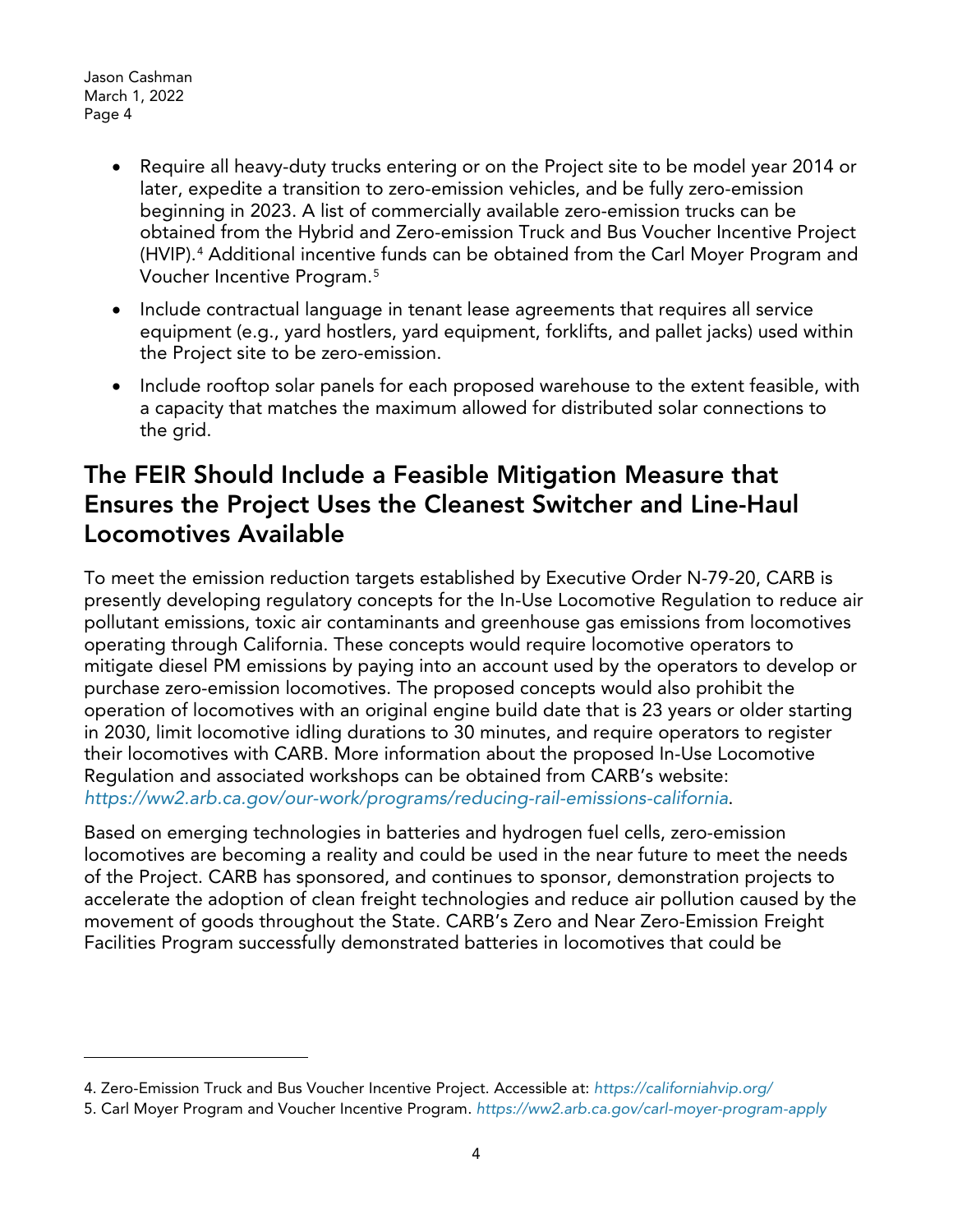- Require all heavy-duty trucks entering or on the Project site to be model year 2014 or later, expedite a transition to zero-emission vehicles, and be fully zero-emission beginning in 2023. A list of commercially available zero-emission trucks can be obtained from the Hybrid and Zero-emission Truck and Bus Voucher Incentive Project (HVIP).[4] Additional incentive funds can be obtained from the Carl Moyer Program and Voucher Incentive Program.[5]
- Include contractual language in tenant lease agreements that requires all service equipment (e.g., yard hostlers, yard equipment, forklifts, and pallet jacks) used within the Project site to be zero-emission.
- Include rooftop solar panels for each proposed warehouse to the extent feasible, with a capacity that matches the maximum allowed for distributed solar connections to the grid.

## The FEIR Should Include a Feasible Mitigation Measure that Ensures the Project Uses the Cleanest Switcher and Line-Haul Locomotives Available

To meet the emission reduction targets established by Executive Order N-79-20, CARB is presently developing regulatory concepts for the In-Use Locomotive Regulation to reduce air pollutant emissions, toxic air contaminants and greenhouse gas emissions from locomotives operating through California. These concepts would require locomotive operators to mitigate diesel PM emissions by paying into an account used by the operators to develop or purchase zero-emission locomotives. The proposed concepts would also prohibit the operation of locomotives with an original engine build date that is 23 years or older starting in 2030, limit locomotive idling durations to 30 minutes, and require operators to register their locomotives with CARB. More information about the proposed In-Use Locomotive Regulation and associated workshops can be obtained from CARB's website: *https://ww2.arb.ca.gov/our-work/programs/reducing-rail-emissions-california*.

Based on emerging technologies in batteries and hydrogen fuel cells, zero-emission locomotives are becoming a reality and could be used in the near future to meet the needs of the Project. CARB has sponsored, and continues to sponsor, demonstration projects to accelerate the adoption of clean freight technologies and reduce air pollution caused by the movement of goods throughout the State. CARB's Zero and Near Zero-Emission Freight Facilities Program successfully demonstrated batteries in locomotives that could be

---

4. Zero-Emission Truck and Bus Voucher Incentive Project. Accessible at: *https://californiahvip.org/*

5. Carl Moyer Program and Voucher Incentive Program. *https://ww2.arb.ca.gov/carl-moyer-program-apply*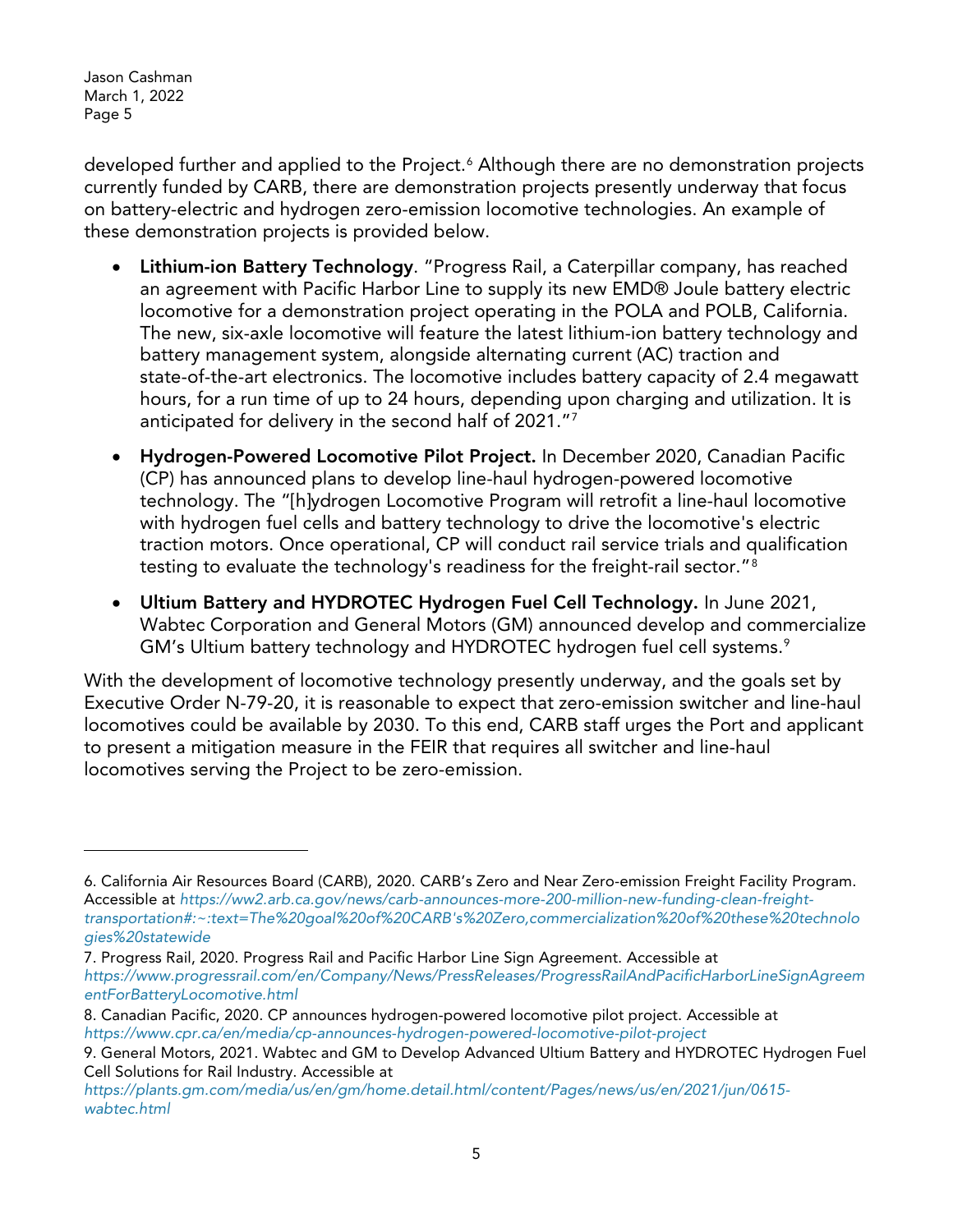developed further and applied to the Project.[6] Although there are no demonstration projects currently funded by CARB, there are demonstration projects presently underway that focus on battery-electric and hydrogen zero-emission locomotive technologies. An example of these demonstration projects is provided below.

- **Lithium-ion Battery Technology**. "Progress Rail, a Caterpillar company, has reached an agreement with Pacific Harbor Line to supply its new EMD® Joule battery electric locomotive for a demonstration project operating in the POLA and POLB, California. The new, six-axle locomotive will feature the latest lithium-ion battery technology and battery management system, alongside alternating current (AC) traction and state-of-the-art electronics. The locomotive includes battery capacity of 2.4 megawatt hours, for a run time of up to 24 hours, depending upon charging and utilization. It is anticipated for delivery in the second half of 2021."[7]
- **Hydrogen-Powered Locomotive Pilot Project.** In December 2020, Canadian Pacific (CP) has announced plans to develop line-haul hydrogen-powered locomotive technology. The "[h]ydrogen Locomotive Program will retrofit a line-haul locomotive with hydrogen fuel cells and battery technology to drive the locomotive's electric traction motors. Once operational, CP will conduct rail service trials and qualification testing to evaluate the technology's readiness for the freight-rail sector."[8]
- **Ultium Battery and HYDROTEC Hydrogen Fuel Cell Technology.** In June 2021, Wabtec Corporation and General Motors (GM) announced develop and commercialize GM's Ultium battery technology and HYDROTEC hydrogen fuel cell systems.[9]

With the development of locomotive technology presently underway, and the goals set by Executive Order N-79-20, it is reasonable to expect that zero-emission switcher and line-haul locomotives could be available by 2030. To this end, CARB staff urges the Port and applicant to present a mitigation measure in the FEIR that requires all switcher and line-haul locomotives serving the Project to be zero-emission.

---

6. California Air Resources Board (CARB), 2020. CARB's Zero and Near Zero-emission Freight Facility Program. Accessible at *https://ww2.arb.ca.gov/news/carb-announces-more-200-million-new-funding-clean-freight-transportation#:~:text=The%20goal%20of%20CARB's%20Zero,commercialization%20of%20these%20technologies%20statewide*
7. Progress Rail, 2020. Progress Rail and Pacific Harbor Line Sign Agreement. Accessible at *https://www.progressrail.com/en/Company/News/PressReleases/ProgressRailAndPacificHarborLineSignAgreementForBatteryLocomotive.html*
8. Canadian Pacific, 2020. CP announces hydrogen-powered locomotive pilot project. Accessible at *https://www.cpr.ca/en/media/cp-announces-hydrogen-powered-locomotive-pilot-project*
9. General Motors, 2021. Wabtec and GM to Develop Advanced Ultium Battery and HYDROTEC Hydrogen Fuel Cell Solutions for Rail Industry. Accessible at *https://plants.gm.com/media/us/en/gm/home.detail.html/content/Pages/news/us/en/2021/jun/0615-wabtec.html*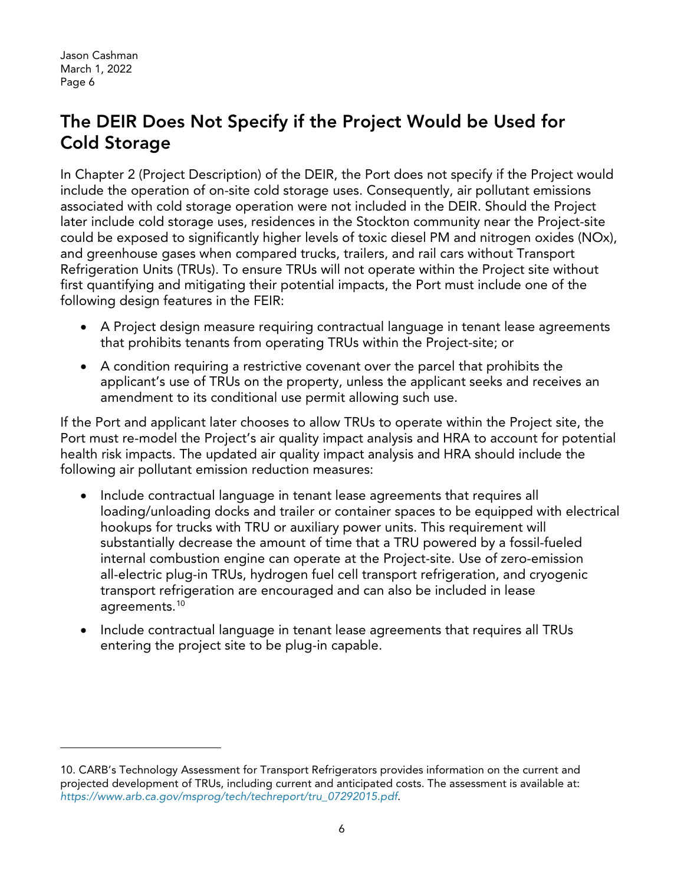## The DEIR Does Not Specify if the Project Would be Used for Cold Storage

In Chapter 2 (Project Description) of the DEIR, the Port does not specify if the Project would include the operation of on-site cold storage uses. Consequently, air pollutant emissions associated with cold storage operation were not included in the DEIR. Should the Project later include cold storage uses, residences in the Stockton community near the Project-site could be exposed to significantly higher levels of toxic diesel PM and nitrogen oxides (NOx), and greenhouse gases when compared trucks, trailers, and rail cars without Transport Refrigeration Units (TRUs). To ensure TRUs will not operate within the Project site without first quantifying and mitigating their potential impacts, the Port must include one of the following design features in the FEIR:

- A Project design measure requiring contractual language in tenant lease agreements that prohibits tenants from operating TRUs within the Project-site; or
- A condition requiring a restrictive covenant over the parcel that prohibits the applicant's use of TRUs on the property, unless the applicant seeks and receives an amendment to its conditional use permit allowing such use.

If the Port and applicant later chooses to allow TRUs to operate within the Project site, the Port must re-model the Project's air quality impact analysis and HRA to account for potential health risk impacts. The updated air quality impact analysis and HRA should include the following air pollutant emission reduction measures:

- Include contractual language in tenant lease agreements that requires all loading/unloading docks and trailer or container spaces to be equipped with electrical hookups for trucks with TRU or auxiliary power units. This requirement will substantially decrease the amount of time that a TRU powered by a fossil-fueled internal combustion engine can operate at the Project-site. Use of zero-emission all-electric plug-in TRUs, hydrogen fuel cell transport refrigeration, and cryogenic transport refrigeration are encouraged and can also be included in lease agreements.[10]
- Include contractual language in tenant lease agreements that requires all TRUs entering the project site to be plug-in capable.

10. CARB's Technology Assessment for Transport Refrigerators provides information on the current and projected development of TRUs, including current and anticipated costs. The assessment is available at: *https://www.arb.ca.gov/msprog/tech/techreport/tru_07292015.pdf*.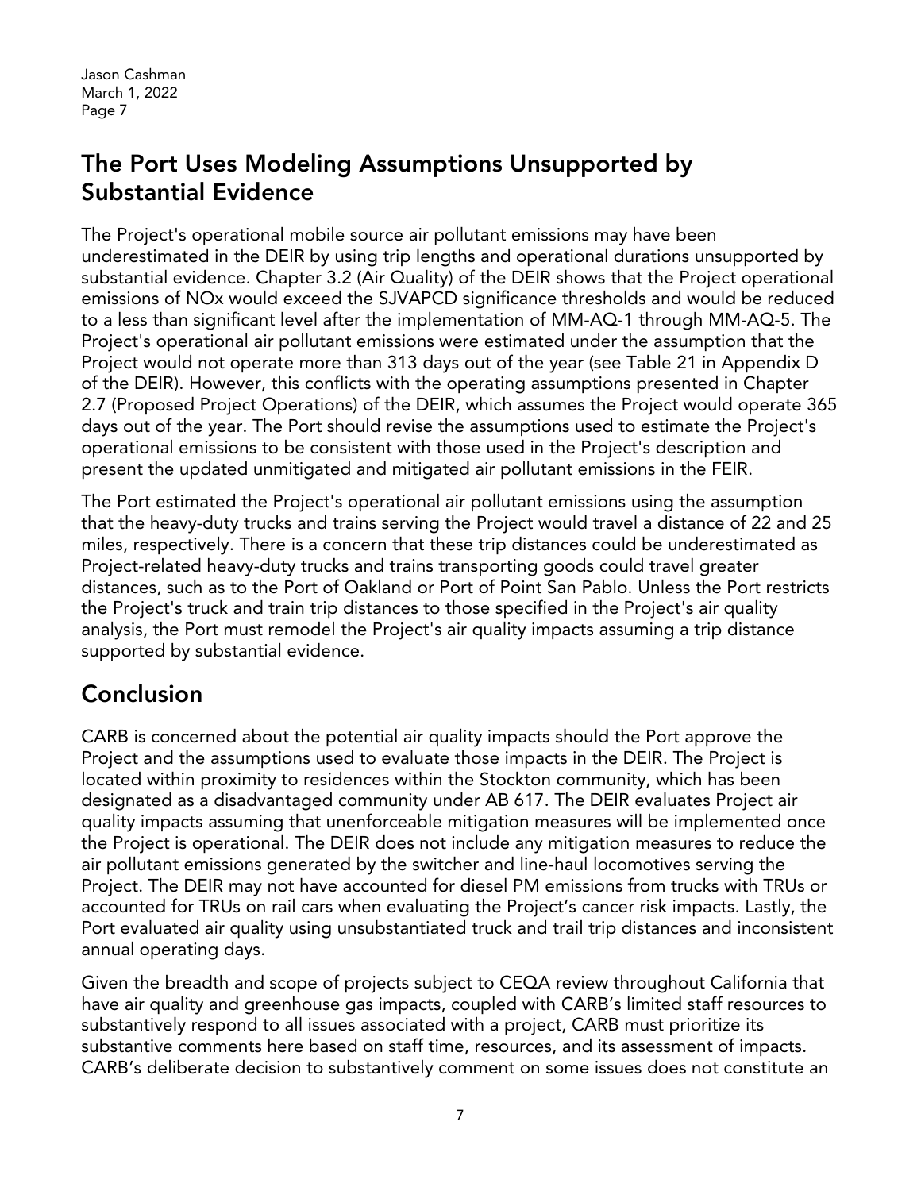## The Port Uses Modeling Assumptions Unsupported by Substantial Evidence

The Project's operational mobile source air pollutant emissions may have been underestimated in the DEIR by using trip lengths and operational durations unsupported by substantial evidence. Chapter 3.2 (Air Quality) of the DEIR shows that the Project operational emissions of NOx would exceed the SJVAPCD significance thresholds and would be reduced to a less than significant level after the implementation of MM-AQ-1 through MM-AQ-5. The Project's operational air pollutant emissions were estimated under the assumption that the Project would not operate more than 313 days out of the year (see Table 21 in Appendix D of the DEIR). However, this conflicts with the operating assumptions presented in Chapter 2.7 (Proposed Project Operations) of the DEIR, which assumes the Project would operate 365 days out of the year. The Port should revise the assumptions used to estimate the Project's operational emissions to be consistent with those used in the Project's description and present the updated unmitigated and mitigated air pollutant emissions in the FEIR.

The Port estimated the Project's operational air pollutant emissions using the assumption that the heavy-duty trucks and trains serving the Project would travel a distance of 22 and 25 miles, respectively. There is a concern that these trip distances could be underestimated as Project-related heavy-duty trucks and trains transporting goods could travel greater distances, such as to the Port of Oakland or Port of Point San Pablo. Unless the Port restricts the Project's truck and train trip distances to those specified in the Project's air quality analysis, the Port must remodel the Project's air quality impacts assuming a trip distance supported by substantial evidence.

## Conclusion

CARB is concerned about the potential air quality impacts should the Port approve the Project and the assumptions used to evaluate those impacts in the DEIR. The Project is located within proximity to residences within the Stockton community, which has been designated as a disadvantaged community under AB 617. The DEIR evaluates Project air quality impacts assuming that unenforceable mitigation measures will be implemented once the Project is operational. The DEIR does not include any mitigation measures to reduce the air pollutant emissions generated by the switcher and line-haul locomotives serving the Project. The DEIR may not have accounted for diesel PM emissions from trucks with TRUs or accounted for TRUs on rail cars when evaluating the Project's cancer risk impacts. Lastly, the Port evaluated air quality using unsubstantiated truck and trail trip distances and inconsistent annual operating days.

Given the breadth and scope of projects subject to CEQA review throughout California that have air quality and greenhouse gas impacts, coupled with CARB's limited staff resources to substantively respond to all issues associated with a project, CARB must prioritize its substantive comments here based on staff time, resources, and its assessment of impacts. CARB's deliberate decision to substantively comment on some issues does not constitute an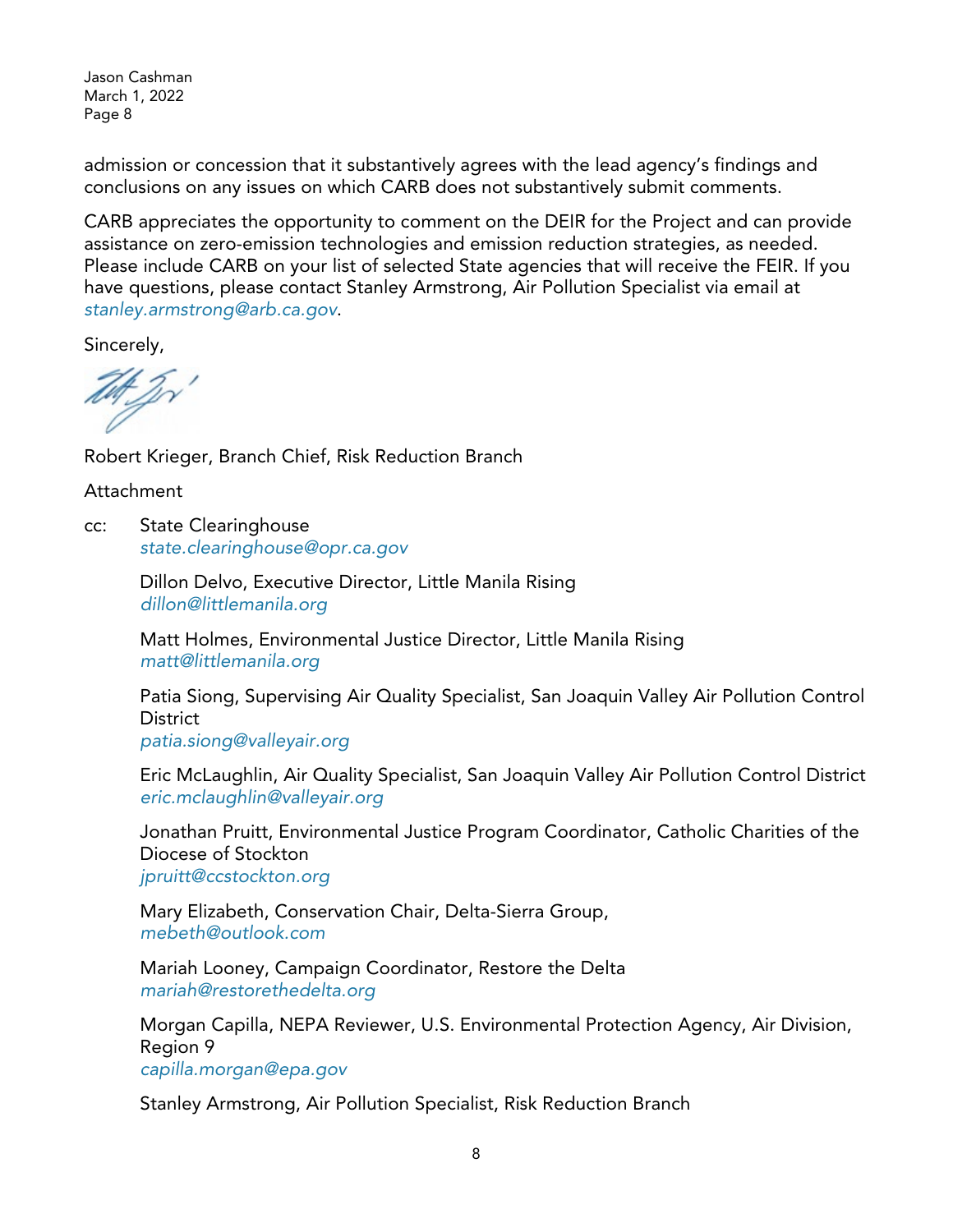admission or concession that it substantively agrees with the lead agency's findings and conclusions on any issues on which CARB does not substantively submit comments.

CARB appreciates the opportunity to comment on the DEIR for the Project and can provide assistance on zero-emission technologies and emission reduction strategies, as needed. Please include CARB on your list of selected State agencies that will receive the FEIR. If you have questions, please contact Stanley Armstrong, Air Pollution Specialist via email at *stanley.armstrong@arb.ca.gov*.

Sincerely,

Robert Krieger, Branch Chief, Risk Reduction Branch

Attachment

cc: State Clearinghouse
*state.clearinghouse@opr.ca.gov*

Dillon Delvo, Executive Director, Little Manila Rising
*dillon@littlemanila.org*

Matt Holmes, Environmental Justice Director, Little Manila Rising
*matt@littlemanila.org*

Patia Siong, Supervising Air Quality Specialist, San Joaquin Valley Air Pollution Control District
*patia.siong@valleyair.org*

Eric McLaughlin, Air Quality Specialist, San Joaquin Valley Air Pollution Control District
*eric.mclaughlin@valleyair.org*

Jonathan Pruitt, Environmental Justice Program Coordinator, Catholic Charities of the Diocese of Stockton
*jpruitt@ccstockton.org*

Mary Elizabeth, Conservation Chair, Delta-Sierra Group,
*mebeth@outlook.com*

Mariah Looney, Campaign Coordinator, Restore the Delta
*mariah@restorethedelta.org*

Morgan Capilla, NEPA Reviewer, U.S. Environmental Protection Agency, Air Division, Region 9
*capilla.morgan@epa.gov*

Stanley Armstrong, Air Pollution Specialist, Risk Reduction Branch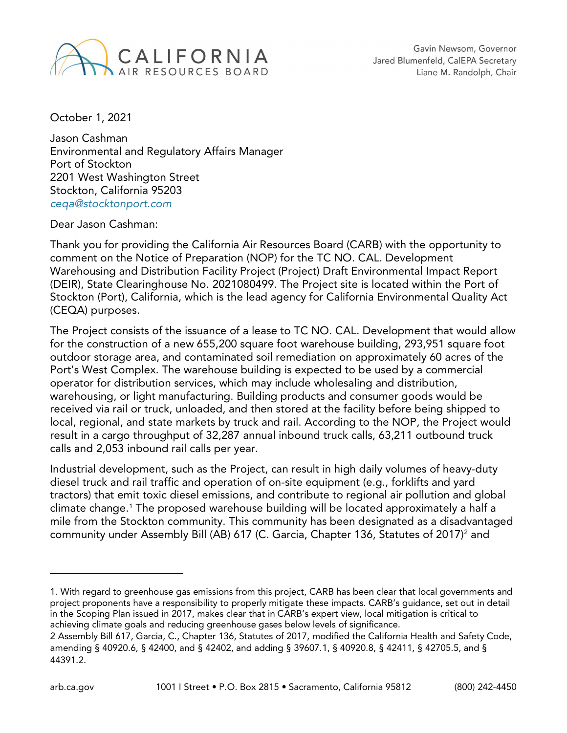October 1, 2021

Jason Cashman
Environmental and Regulatory Affairs Manager
Port of Stockton
2201 West Washington Street
Stockton, California 95203
*ceqa@stocktonport.com*

Dear Jason Cashman:

Thank you for providing the California Air Resources Board (CARB) with the opportunity to comment on the Notice of Preparation (NOP) for the TC NO. CAL. Development Warehousing and Distribution Facility Project (Project) Draft Environmental Impact Report (DEIR), State Clearinghouse No. 2021080499. The Project site is located within the Port of Stockton (Port), California, which is the lead agency for California Environmental Quality Act (CEQA) purposes.

The Project consists of the issuance of a lease to TC NO. CAL. Development that would allow for the construction of a new 655,200 square foot warehouse building, 293,951 square foot outdoor storage area, and contaminated soil remediation on approximately 60 acres of the Port's West Complex. The warehouse building is expected to be used by a commercial operator for distribution services, which may include wholesaling and distribution, warehousing, or light manufacturing. Building products and consumer goods would be received via rail or truck, unloaded, and then stored at the facility before being shipped to local, regional, and state markets by truck and rail. According to the NOP, the Project would result in a cargo throughput of 32,287 annual inbound truck calls, 63,211 outbound truck calls and 2,053 inbound rail calls per year.

Industrial development, such as the Project, can result in high daily volumes of heavy-duty diesel truck and rail traffic and operation of on-site equipment (e.g., forklifts and yard tractors) that emit toxic diesel emissions, and contribute to regional air pollution and global climate change.[1] The proposed warehouse building will be located approximately a half a mile from the Stockton community. This community has been designated as a disadvantaged community under Assembly Bill (AB) 617 (C. Garcia, Chapter 136, Statutes of 2017)[2] and

---

1. With regard to greenhouse gas emissions from this project, CARB has been clear that local governments and project proponents have a responsibility to properly mitigate these impacts. CARB's guidance, set out in detail in the Scoping Plan issued in 2017, makes clear that in CARB's expert view, local mitigation is critical to achieving climate goals and reducing greenhouse gases below levels of significance.

2 Assembly Bill 617, Garcia, C., Chapter 136, Statutes of 2017, modified the California Health and Safety Code, amending § 40920.6, § 42400, and § 42402, and adding § 39607.1, § 40920.8, § 42411, § 42705.5, and § 44391.2.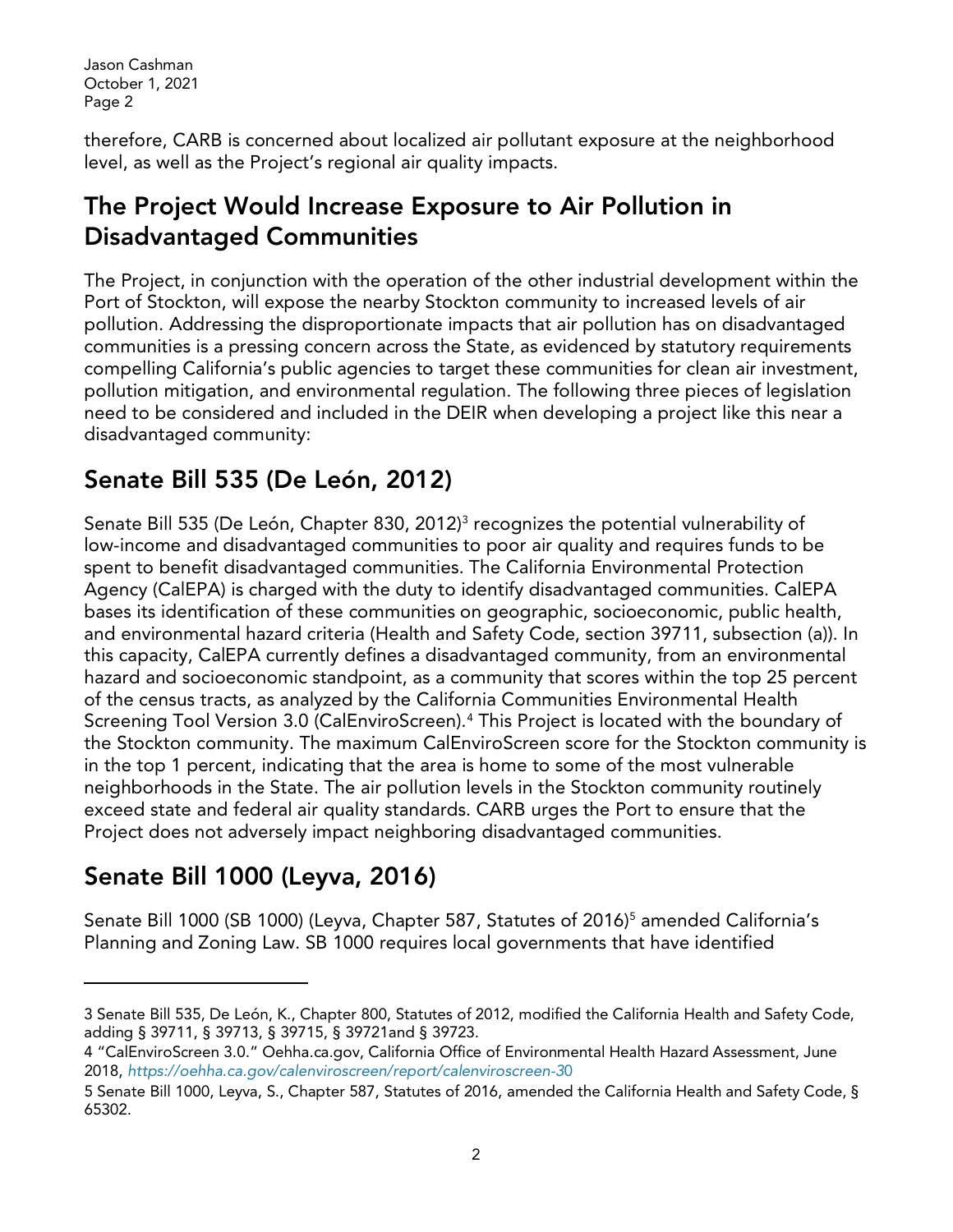therefore, CARB is concerned about localized air pollutant exposure at the neighborhood level, as well as the Project's regional air quality impacts.

## The Project Would Increase Exposure to Air Pollution in Disadvantaged Communities

The Project, in conjunction with the operation of the other industrial development within the Port of Stockton, will expose the nearby Stockton community to increased levels of air pollution. Addressing the disproportionate impacts that air pollution has on disadvantaged communities is a pressing concern across the State, as evidenced by statutory requirements compelling California's public agencies to target these communities for clean air investment, pollution mitigation, and environmental regulation. The following three pieces of legislation need to be considered and included in the DEIR when developing a project like this near a disadvantaged community:

## Senate Bill 535 (De León, 2012)

Senate Bill 535 (De León, Chapter 830, 2012)[3] recognizes the potential vulnerability of low-income and disadvantaged communities to poor air quality and requires funds to be spent to benefit disadvantaged communities. The California Environmental Protection Agency (CalEPA) is charged with the duty to identify disadvantaged communities. CalEPA bases its identification of these communities on geographic, socioeconomic, public health, and environmental hazard criteria (Health and Safety Code, section 39711, subsection (a)). In this capacity, CalEPA currently defines a disadvantaged community, from an environmental hazard and socioeconomic standpoint, as a community that scores within the top 25 percent of the census tracts, as analyzed by the California Communities Environmental Health Screening Tool Version 3.0 (CalEnviroScreen).[4] This Project is located with the boundary of the Stockton community. The maximum CalEnviroScreen score for the Stockton community is in the top 1 percent, indicating that the area is home to some of the most vulnerable neighborhoods in the State. The air pollution levels in the Stockton community routinely exceed state and federal air quality standards. CARB urges the Port to ensure that the Project does not adversely impact neighboring disadvantaged communities.

## Senate Bill 1000 (Leyva, 2016)

Senate Bill 1000 (SB 1000) (Leyva, Chapter 587, Statutes of 2016)[5] amended California's Planning and Zoning Law. SB 1000 requires local governments that have identified

---

3 Senate Bill 535, De León, K., Chapter 800, Statutes of 2012, modified the California Health and Safety Code, adding § 39711, § 39713, § 39715, § 39721and § 39723.

4 "CalEnviroScreen 3.0." Oehha.ca.gov, California Office of Environmental Health Hazard Assessment, June 2018, *https://oehha.ca.gov/calenviroscreen/report/calenviroscreen-30*

5 Senate Bill 1000, Leyva, S., Chapter 587, Statutes of 2016, amended the California Health and Safety Code, § 65302.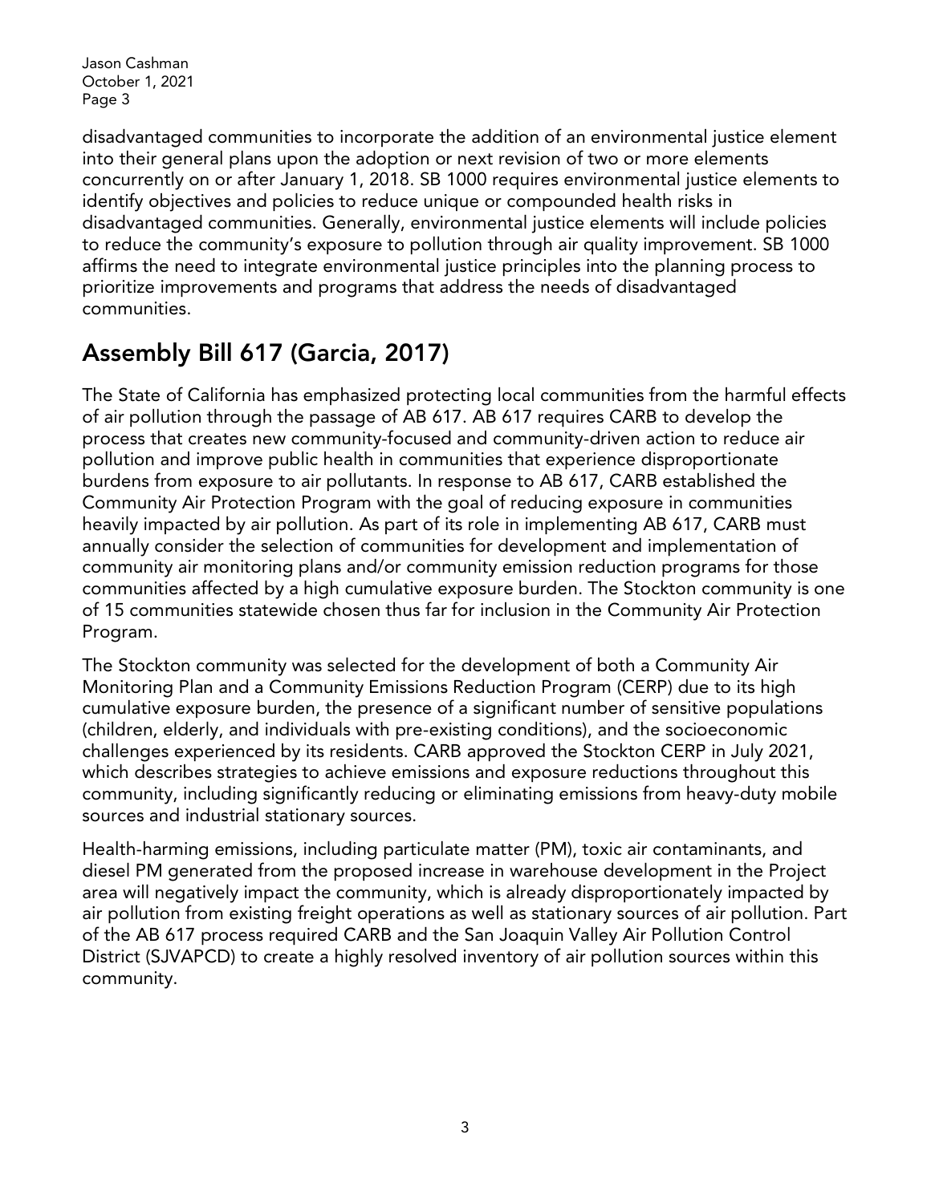disadvantaged communities to incorporate the addition of an environmental justice element into their general plans upon the adoption or next revision of two or more elements concurrently on or after January 1, 2018. SB 1000 requires environmental justice elements to identify objectives and policies to reduce unique or compounded health risks in disadvantaged communities. Generally, environmental justice elements will include policies to reduce the community's exposure to pollution through air quality improvement. SB 1000 affirms the need to integrate environmental justice principles into the planning process to prioritize improvements and programs that address the needs of disadvantaged communities.

## Assembly Bill 617 (Garcia, 2017)

The State of California has emphasized protecting local communities from the harmful effects of air pollution through the passage of AB 617. AB 617 requires CARB to develop the process that creates new community-focused and community-driven action to reduce air pollution and improve public health in communities that experience disproportionate burdens from exposure to air pollutants. In response to AB 617, CARB established the Community Air Protection Program with the goal of reducing exposure in communities heavily impacted by air pollution. As part of its role in implementing AB 617, CARB must annually consider the selection of communities for development and implementation of community air monitoring plans and/or community emission reduction programs for those communities affected by a high cumulative exposure burden. The Stockton community is one of 15 communities statewide chosen thus far for inclusion in the Community Air Protection Program.

The Stockton community was selected for the development of both a Community Air Monitoring Plan and a Community Emissions Reduction Program (CERP) due to its high cumulative exposure burden, the presence of a significant number of sensitive populations (children, elderly, and individuals with pre-existing conditions), and the socioeconomic challenges experienced by its residents. CARB approved the Stockton CERP in July 2021, which describes strategies to achieve emissions and exposure reductions throughout this community, including significantly reducing or eliminating emissions from heavy-duty mobile sources and industrial stationary sources.

Health-harming emissions, including particulate matter (PM), toxic air contaminants, and diesel PM generated from the proposed increase in warehouse development in the Project area will negatively impact the community, which is already disproportionately impacted by air pollution from existing freight operations as well as stationary sources of air pollution. Part of the AB 617 process required CARB and the San Joaquin Valley Air Pollution Control District (SJVAPCD) to create a highly resolved inventory of air pollution sources within this community.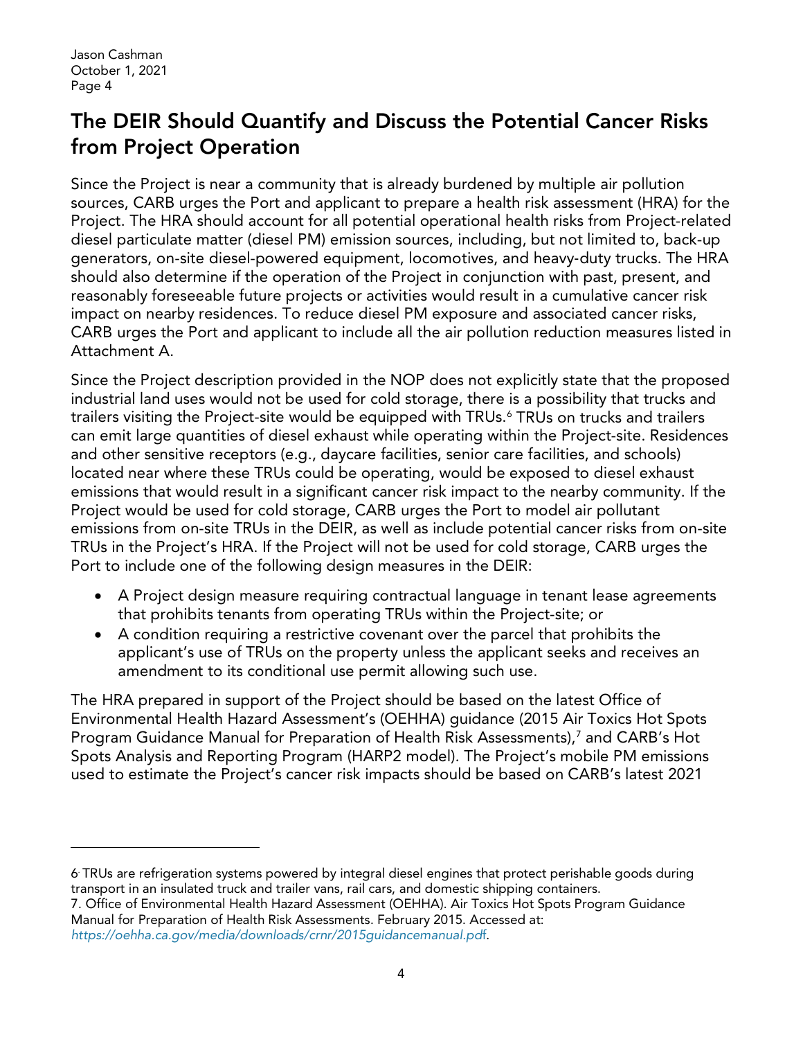## The DEIR Should Quantify and Discuss the Potential Cancer Risks from Project Operation

Since the Project is near a community that is already burdened by multiple air pollution sources, CARB urges the Port and applicant to prepare a health risk assessment (HRA) for the Project. The HRA should account for all potential operational health risks from Project-related diesel particulate matter (diesel PM) emission sources, including, but not limited to, back-up generators, on-site diesel-powered equipment, locomotives, and heavy-duty trucks. The HRA should also determine if the operation of the Project in conjunction with past, present, and reasonably foreseeable future projects or activities would result in a cumulative cancer risk impact on nearby residences. To reduce diesel PM exposure and associated cancer risks, CARB urges the Port and applicant to include all the air pollution reduction measures listed in Attachment A.

Since the Project description provided in the NOP does not explicitly state that the proposed industrial land uses would not be used for cold storage, there is a possibility that trucks and trailers visiting the Project-site would be equipped with TRUs.[6] TRUs on trucks and trailers can emit large quantities of diesel exhaust while operating within the Project-site. Residences and other sensitive receptors (e.g., daycare facilities, senior care facilities, and schools) located near where these TRUs could be operating, would be exposed to diesel exhaust emissions that would result in a significant cancer risk impact to the nearby community. If the Project would be used for cold storage, CARB urges the Port to model air pollutant emissions from on-site TRUs in the DEIR, as well as include potential cancer risks from on-site TRUs in the Project's HRA. If the Project will not be used for cold storage, CARB urges the Port to include one of the following design measures in the DEIR:

- A Project design measure requiring contractual language in tenant lease agreements that prohibits tenants from operating TRUs within the Project-site; or
- A condition requiring a restrictive covenant over the parcel that prohibits the applicant's use of TRUs on the property unless the applicant seeks and receives an amendment to its conditional use permit allowing such use.

The HRA prepared in support of the Project should be based on the latest Office of Environmental Health Hazard Assessment's (OEHHA) guidance (2015 Air Toxics Hot Spots Program Guidance Manual for Preparation of Health Risk Assessments),[7] and CARB's Hot Spots Analysis and Reporting Program (HARP2 model). The Project's mobile PM emissions used to estimate the Project's cancer risk impacts should be based on CARB's latest 2021

---

6. TRUs are refrigeration systems powered by integral diesel engines that protect perishable goods during transport in an insulated truck and trailer vans, rail cars, and domestic shipping containers.

7. Office of Environmental Health Hazard Assessment (OEHHA). Air Toxics Hot Spots Program Guidance Manual for Preparation of Health Risk Assessments. February 2015. Accessed at: *https://oehha.ca.gov/media/downloads/crnr/2015guidancemanual.pdf*.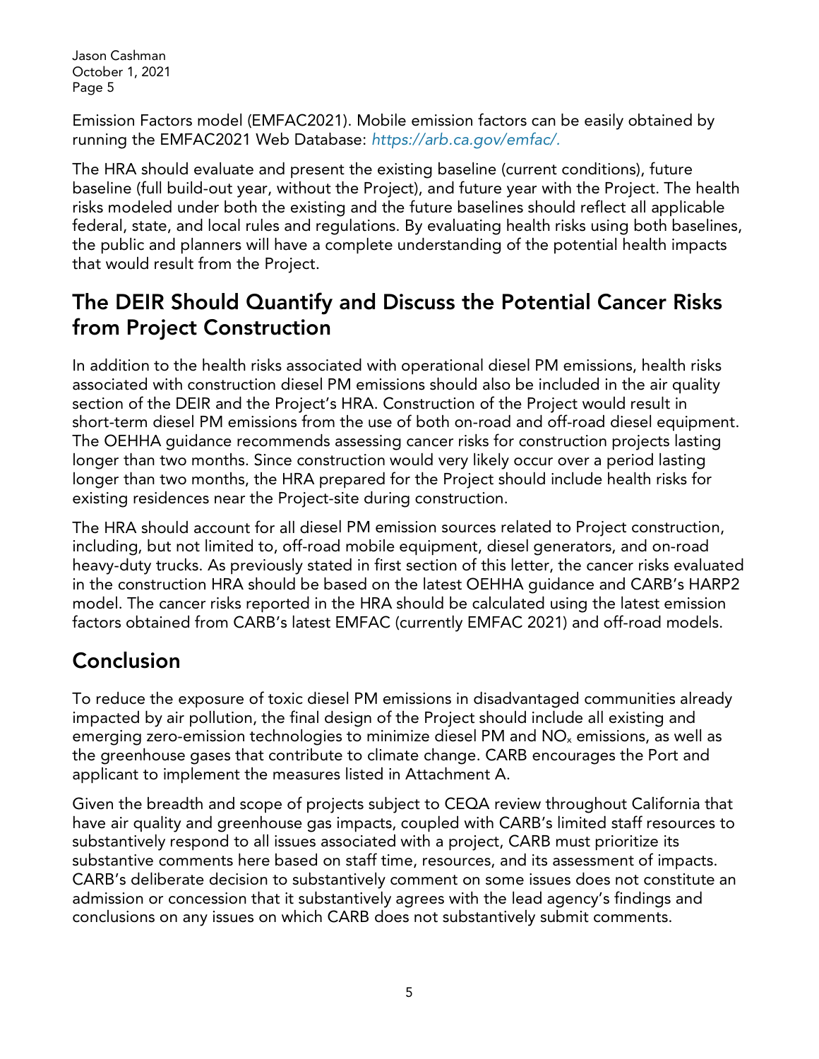Emission Factors model (EMFAC2021). Mobile emission factors can be easily obtained by running the EMFAC2021 Web Database: *https://arb.ca.gov/emfac/.*

The HRA should evaluate and present the existing baseline (current conditions), future baseline (full build-out year, without the Project), and future year with the Project. The health risks modeled under both the existing and the future baselines should reflect all applicable federal, state, and local rules and regulations. By evaluating health risks using both baselines, the public and planners will have a complete understanding of the potential health impacts that would result from the Project.

## The DEIR Should Quantify and Discuss the Potential Cancer Risks from Project Construction

In addition to the health risks associated with operational diesel PM emissions, health risks associated with construction diesel PM emissions should also be included in the air quality section of the DEIR and the Project's HRA. Construction of the Project would result in short-term diesel PM emissions from the use of both on-road and off-road diesel equipment. The OEHHA guidance recommends assessing cancer risks for construction projects lasting longer than two months. Since construction would very likely occur over a period lasting longer than two months, the HRA prepared for the Project should include health risks for existing residences near the Project-site during construction.

The HRA should account for all diesel PM emission sources related to Project construction, including, but not limited to, off-road mobile equipment, diesel generators, and on-road heavy-duty trucks. As previously stated in first section of this letter, the cancer risks evaluated in the construction HRA should be based on the latest OEHHA guidance and CARB's HARP2 model. The cancer risks reported in the HRA should be calculated using the latest emission factors obtained from CARB's latest EMFAC (currently EMFAC 2021) and off-road models.

## Conclusion

To reduce the exposure of toxic diesel PM emissions in disadvantaged communities already impacted by air pollution, the final design of the Project should include all existing and emerging zero-emission technologies to minimize diesel PM and $NO_x$ emissions, as well as the greenhouse gases that contribute to climate change. CARB encourages the Port and applicant to implement the measures listed in Attachment A.

Given the breadth and scope of projects subject to CEQA review throughout California that have air quality and greenhouse gas impacts, coupled with CARB's limited staff resources to substantively respond to all issues associated with a project, CARB must prioritize its substantive comments here based on staff time, resources, and its assessment of impacts. CARB's deliberate decision to substantively comment on some issues does not constitute an admission or concession that it substantively agrees with the lead agency's findings and conclusions on any issues on which CARB does not substantively submit comments.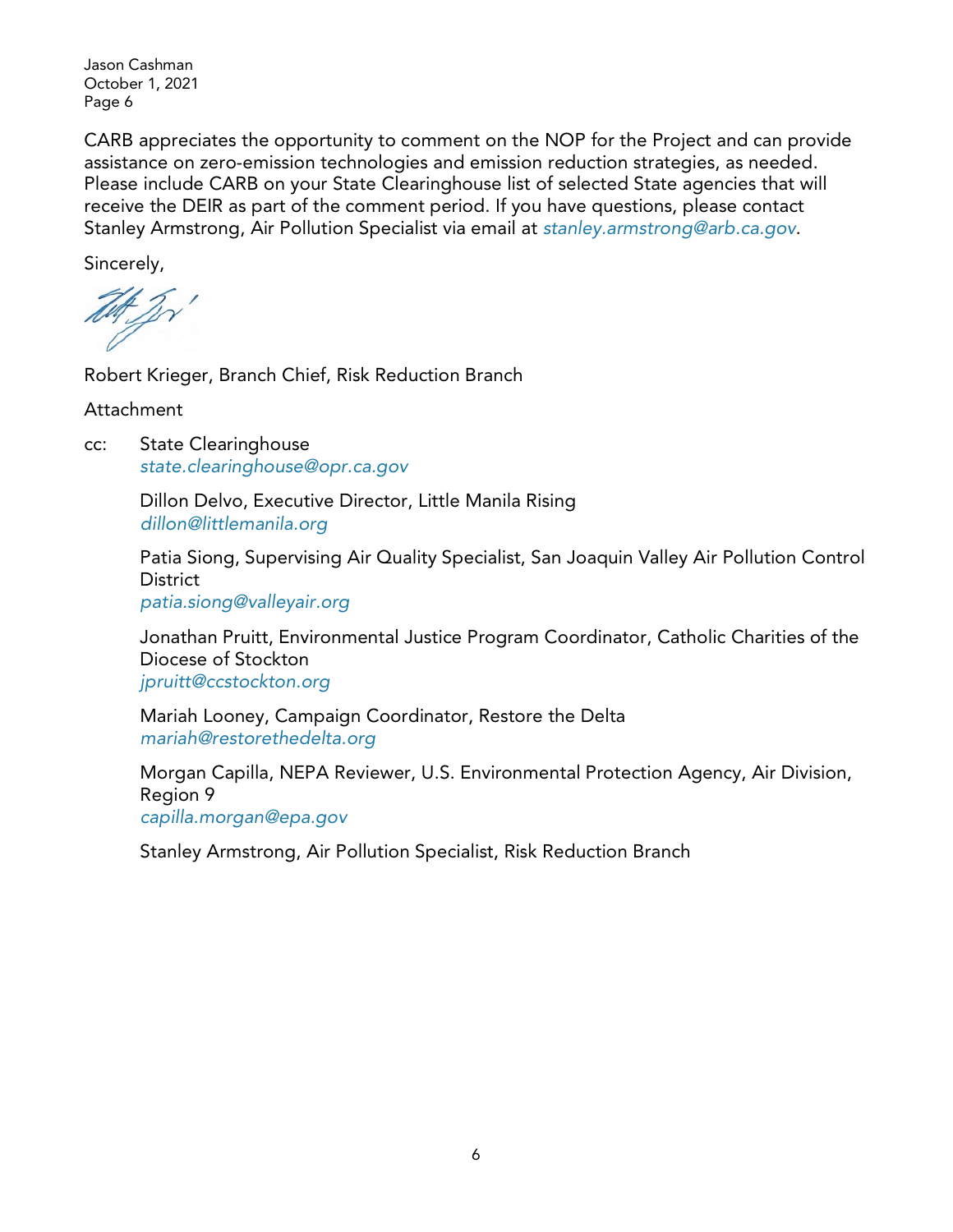CARB appreciates the opportunity to comment on the NOP for the Project and can provide assistance on zero-emission technologies and emission reduction strategies, as needed. Please include CARB on your State Clearinghouse list of selected State agencies that will receive the DEIR as part of the comment period. If you have questions, please contact Stanley Armstrong, Air Pollution Specialist via email at *stanley.armstrong@arb.ca.gov*.

Sincerely,

Robert Krieger, Branch Chief, Risk Reduction Branch

Attachment

cc: State Clearinghouse
*state.clearinghouse@opr.ca.gov*

Dillon Delvo, Executive Director, Little Manila Rising
*dillon@littlemanila.org*

Patia Siong, Supervising Air Quality Specialist, San Joaquin Valley Air Pollution Control District
*patia.siong@valleyair.org*

Jonathan Pruitt, Environmental Justice Program Coordinator, Catholic Charities of the Diocese of Stockton
*jpruitt@ccstockton.org*

Mariah Looney, Campaign Coordinator, Restore the Delta
*mariah@restorethedelta.org*

Morgan Capilla, NEPA Reviewer, U.S. Environmental Protection Agency, Air Division, Region 9
*capilla.morgan@epa.gov*

Stanley Armstrong, Air Pollution Specialist, Risk Reduction Branch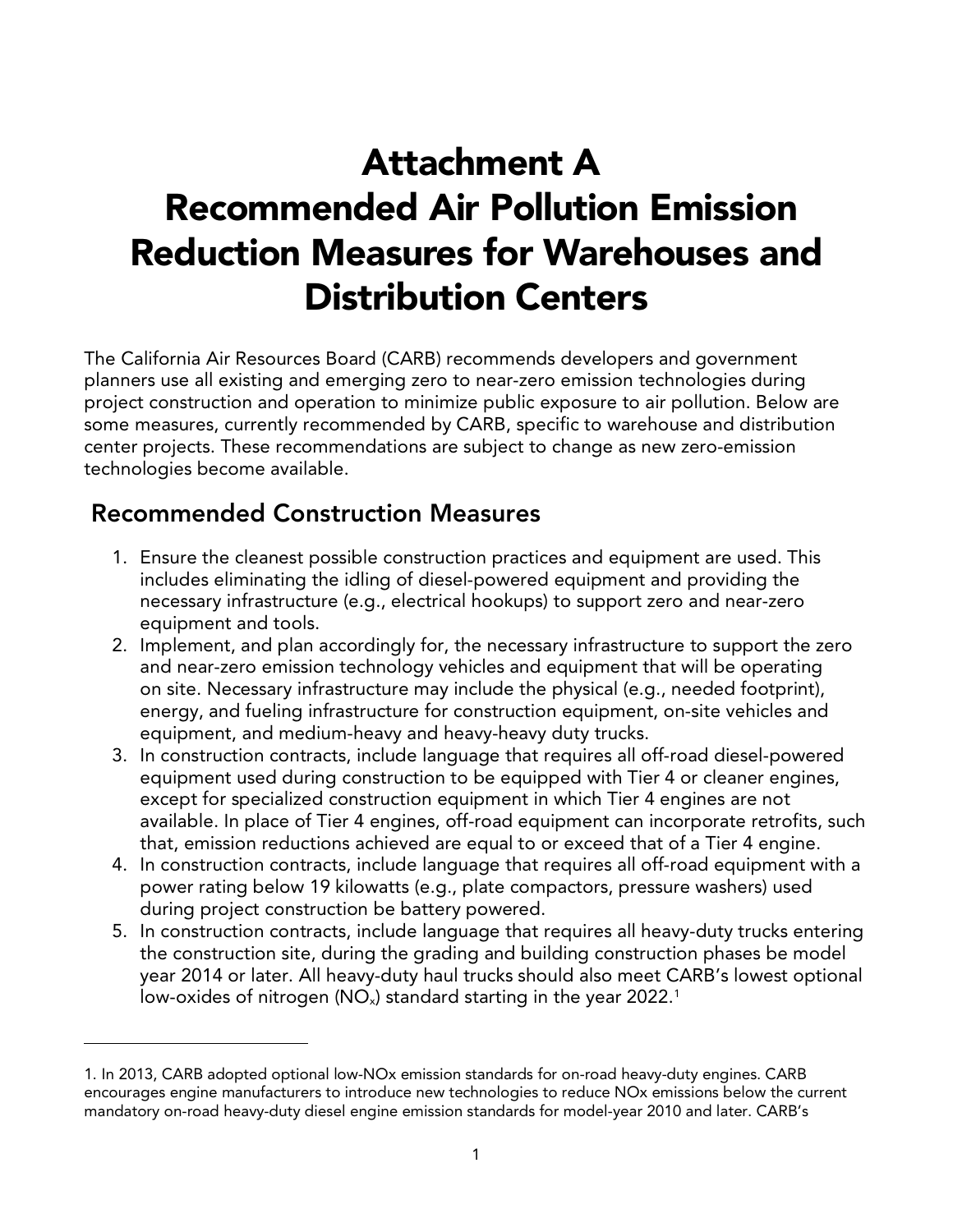# Attachment A
# Recommended Air Pollution Emission Reduction Measures for Warehouses and Distribution Centers

The California Air Resources Board (CARB) recommends developers and government planners use all existing and emerging zero to near-zero emission technologies during project construction and operation to minimize public exposure to air pollution. Below are some measures, currently recommended by CARB, specific to warehouse and distribution center projects. These recommendations are subject to change as new zero-emission technologies become available.

## Recommended Construction Measures

1. Ensure the cleanest possible construction practices and equipment are used. This includes eliminating the idling of diesel-powered equipment and providing the necessary infrastructure (e.g., electrical hookups) to support zero and near-zero equipment and tools.
2. Implement, and plan accordingly for, the necessary infrastructure to support the zero and near-zero emission technology vehicles and equipment that will be operating on site. Necessary infrastructure may include the physical (e.g., needed footprint), energy, and fueling infrastructure for construction equipment, on-site vehicles and equipment, and medium-heavy and heavy-heavy duty trucks.
3. In construction contracts, include language that requires all off-road diesel-powered equipment used during construction to be equipped with Tier 4 or cleaner engines, except for specialized construction equipment in which Tier 4 engines are not available. In place of Tier 4 engines, off-road equipment can incorporate retrofits, such that, emission reductions achieved are equal to or exceed that of a Tier 4 engine.
4. In construction contracts, include language that requires all off-road equipment with a power rating below 19 kilowatts (e.g., plate compactors, pressure washers) used during project construction be battery powered.
5. In construction contracts, include language that requires all heavy-duty trucks entering the construction site, during the grading and building construction phases be model year 2014 or later. All heavy-duty haul trucks should also meet CARB's lowest optional low-oxides of nitrogen ($NO_x$) standard starting in the year 2022.[1]

1. In 2013, CARB adopted optional low-NOx emission standards for on-road heavy-duty engines. CARB encourages engine manufacturers to introduce new technologies to reduce NOx emissions below the current mandatory on-road heavy-duty diesel engine emission standards for model-year 2010 and later. CARB's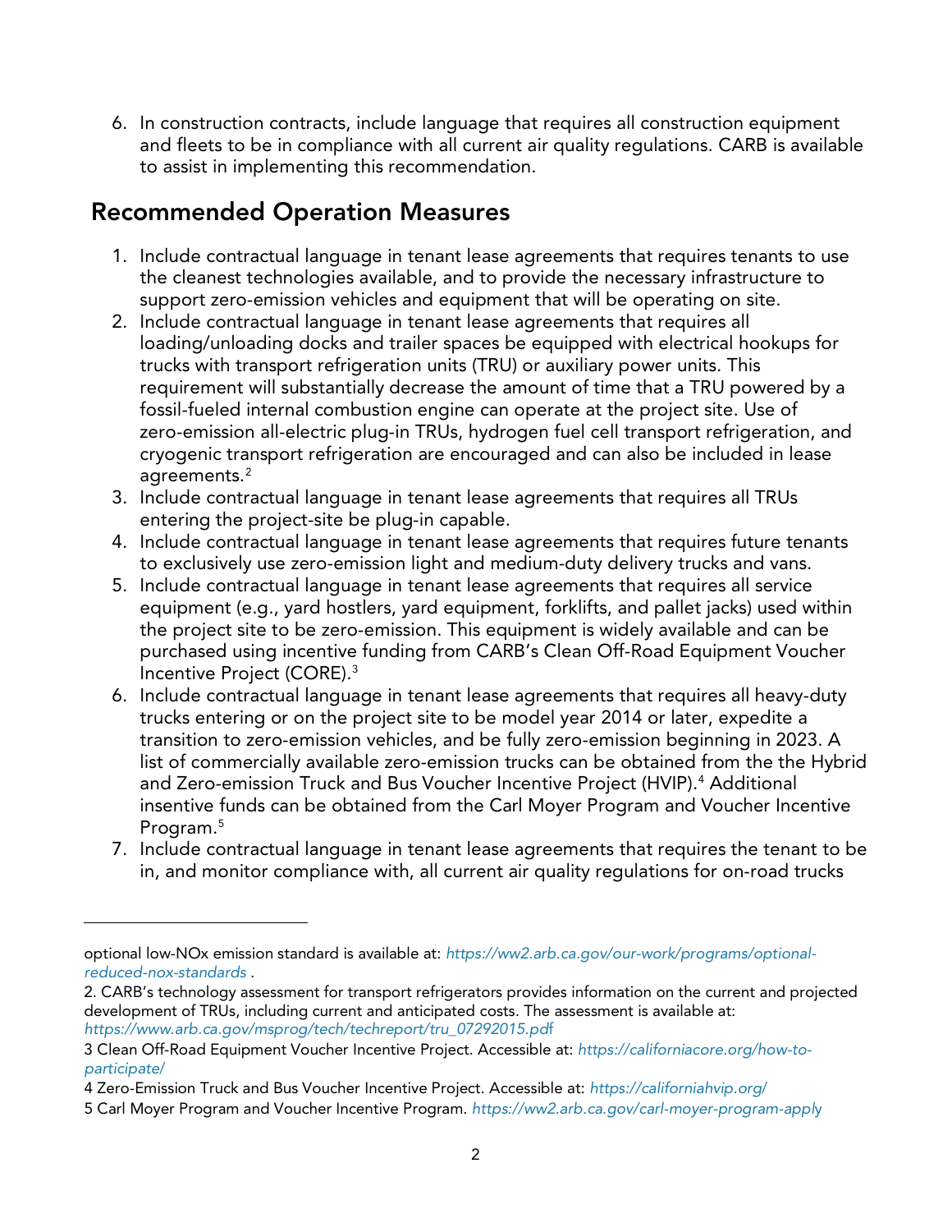6. In construction contracts, include language that requires all construction equipment and fleets to be in compliance with all current air quality regulations. CARB is available to assist in implementing this recommendation.

## Recommended Operation Measures

1. Include contractual language in tenant lease agreements that requires tenants to use the cleanest technologies available, and to provide the necessary infrastructure to support zero-emission vehicles and equipment that will be operating on site.
2. Include contractual language in tenant lease agreements that requires all loading/unloading docks and trailer spaces be equipped with electrical hookups for trucks with transport refrigeration units (TRU) or auxiliary power units. This requirement will substantially decrease the amount of time that a TRU powered by a fossil-fueled internal combustion engine can operate at the project site. Use of zero-emission all-electric plug-in TRUs, hydrogen fuel cell transport refrigeration, and cryogenic transport refrigeration are encouraged and can also be included in lease agreements.[2]
3. Include contractual language in tenant lease agreements that requires all TRUs entering the project-site be plug-in capable.
4. Include contractual language in tenant lease agreements that requires future tenants to exclusively use zero-emission light and medium-duty delivery trucks and vans.
5. Include contractual language in tenant lease agreements that requires all service equipment (e.g., yard hostlers, yard equipment, forklifts, and pallet jacks) used within the project site to be zero-emission. This equipment is widely available and can be purchased using incentive funding from CARB's Clean Off-Road Equipment Voucher Incentive Project (CORE).[3]
6. Include contractual language in tenant lease agreements that requires all heavy-duty trucks entering or on the project site to be model year 2014 or later, expedite a transition to zero-emission vehicles, and be fully zero-emission beginning in 2023. A list of commercially available zero-emission trucks can be obtained from the the Hybrid and Zero-emission Truck and Bus Voucher Incentive Project (HVIP).[4] Additional insentive funds can be obtained from the Carl Moyer Program and Voucher Incentive Program.[5]
7. Include contractual language in tenant lease agreements that requires the tenant to be in, and monitor compliance with, all current air quality regulations for on-road trucks

---

optional low-NOx emission standard is available at: *https://ww2.arb.ca.gov/our-work/programs/optional-reduced-nox-standards* .

2. CARB's technology assessment for transport refrigerators provides information on the current and projected development of TRUs, including current and anticipated costs. The assessment is available at: *https://www.arb.ca.gov/msprog/tech/techreport/tru_07292015.pdf*

3 Clean Off-Road Equipment Voucher Incentive Project. Accessible at: *https://californiacore.org/how-to-participate/*

4 Zero-Emission Truck and Bus Voucher Incentive Project. Accessible at: *https://californiahvip.org/*

5 Carl Moyer Program and Voucher Incentive Program. *https://ww2.arb.ca.gov/carl-moyer-program-apply*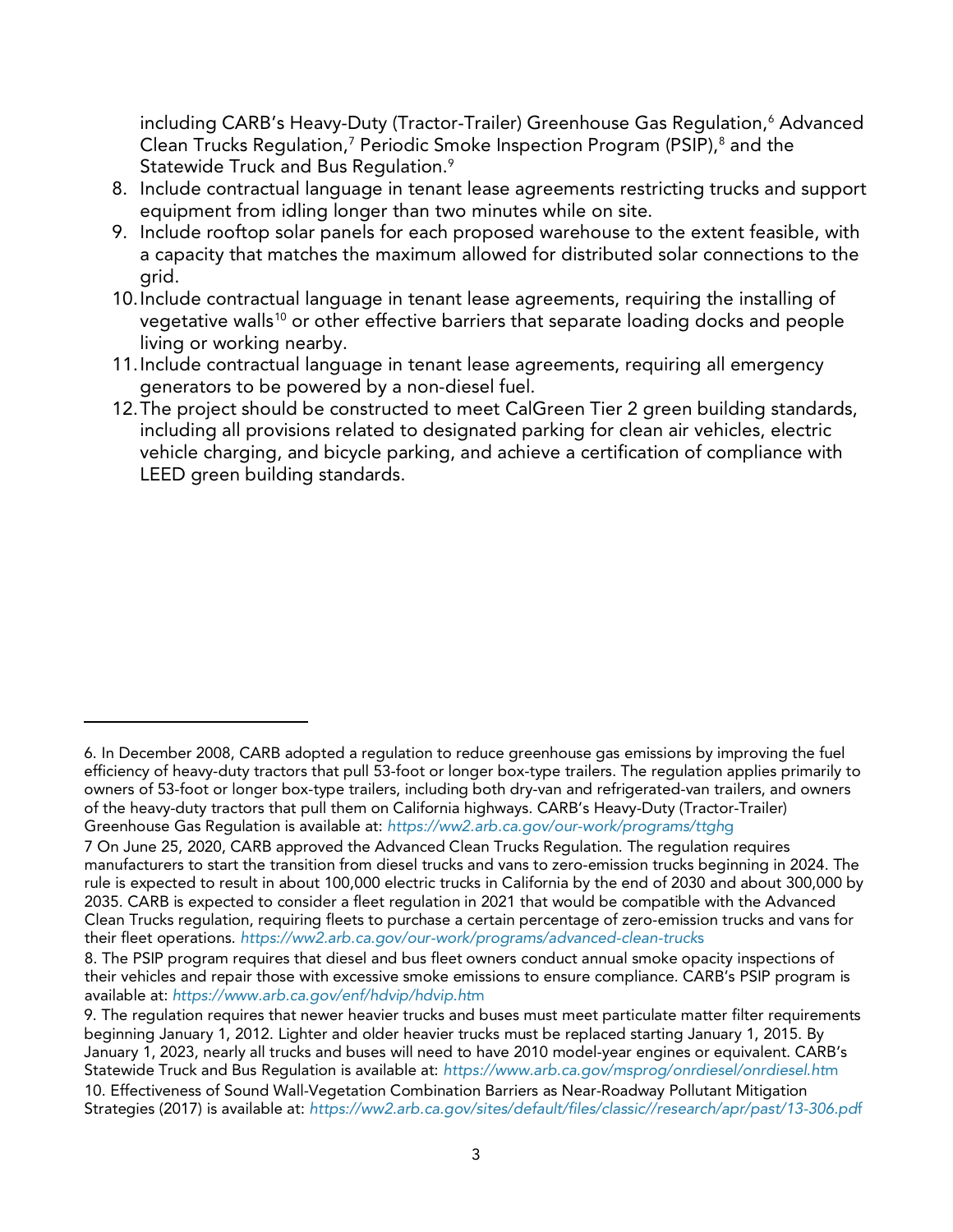including CARB's Heavy-Duty (Tractor-Trailer) Greenhouse Gas Regulation,[6] Advanced Clean Trucks Regulation,[7] Periodic Smoke Inspection Program (PSIP),[8] and the Statewide Truck and Bus Regulation.[9]

8. Include contractual language in tenant lease agreements restricting trucks and support equipment from idling longer than two minutes while on site.
9. Include rooftop solar panels for each proposed warehouse to the extent feasible, with a capacity that matches the maximum allowed for distributed solar connections to the grid.
10. Include contractual language in tenant lease agreements, requiring the installing of vegetative walls[10] or other effective barriers that separate loading docks and people living or working nearby.
11. Include contractual language in tenant lease agreements, requiring all emergency generators to be powered by a non-diesel fuel.
12. The project should be constructed to meet CalGreen Tier 2 green building standards, including all provisions related to designated parking for clean air vehicles, electric vehicle charging, and bicycle parking, and achieve a certification of compliance with LEED green building standards.

---

6. In December 2008, CARB adopted a regulation to reduce greenhouse gas emissions by improving the fuel efficiency of heavy-duty tractors that pull 53-foot or longer box-type trailers. The regulation applies primarily to owners of 53-foot or longer box-type trailers, including both dry-van and refrigerated-van trailers, and owners of the heavy-duty tractors that pull them on California highways. CARB's Heavy-Duty (Tractor-Trailer) Greenhouse Gas Regulation is available at: *https://ww2.arb.ca.gov/our-work/programs/ttghg*

7 On June 25, 2020, CARB approved the Advanced Clean Trucks Regulation. The regulation requires manufacturers to start the transition from diesel trucks and vans to zero-emission trucks beginning in 2024. The rule is expected to result in about 100,000 electric trucks in California by the end of 2030 and about 300,000 by 2035. CARB is expected to consider a fleet regulation in 2021 that would be compatible with the Advanced Clean Trucks regulation, requiring fleets to purchase a certain percentage of zero-emission trucks and vans for their fleet operations. *https://ww2.arb.ca.gov/our-work/programs/advanced-clean-trucks*

8. The PSIP program requires that diesel and bus fleet owners conduct annual smoke opacity inspections of their vehicles and repair those with excessive smoke emissions to ensure compliance. CARB's PSIP program is available at: *https://www.arb.ca.gov/enf/hdvip/hdvip.htm*

9. The regulation requires that newer heavier trucks and buses must meet particulate matter filter requirements beginning January 1, 2012. Lighter and older heavier trucks must be replaced starting January 1, 2015. By January 1, 2023, nearly all trucks and buses will need to have 2010 model-year engines or equivalent. CARB's Statewide Truck and Bus Regulation is available at: *https://www.arb.ca.gov/msprog/onrdiesel/onrdiesel.htm*

10. Effectiveness of Sound Wall-Vegetation Combination Barriers as Near-Roadway Pollutant Mitigation Strategies (2017) is available at: *https://ww2.arb.ca.gov/sites/default/files/classic//research/apr/past/13-306.pdf*